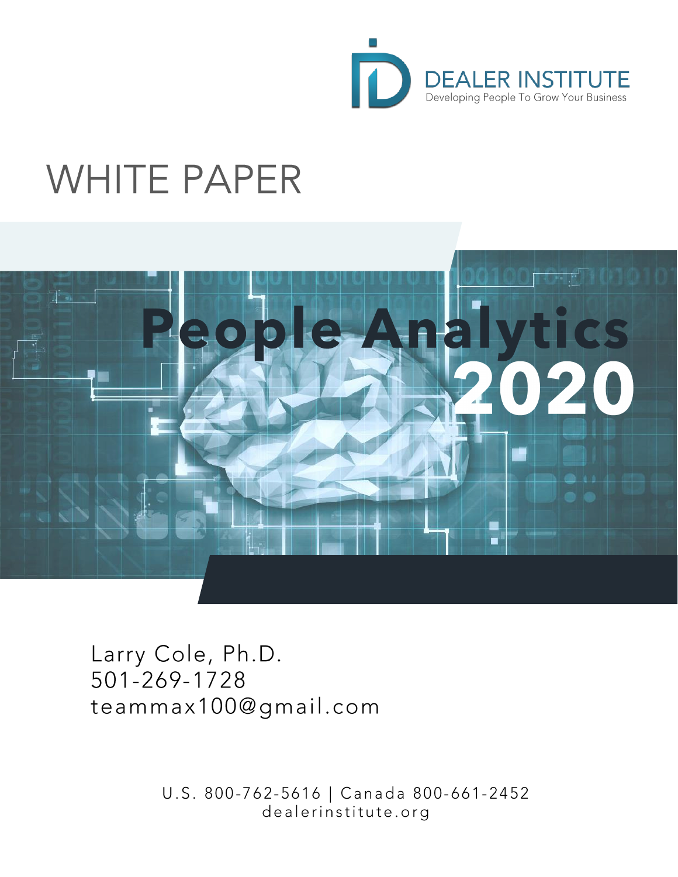DEALER INSTITUTE
Developing People To Grow Your Business

# WHITE PAPER

# People Analytics 2020

Larry Cole, Ph.D.
501-269-1728
teammax100@gmail.com

U.S. 800-762-5616 | Canada 800-661-2452
dealerinstitute.org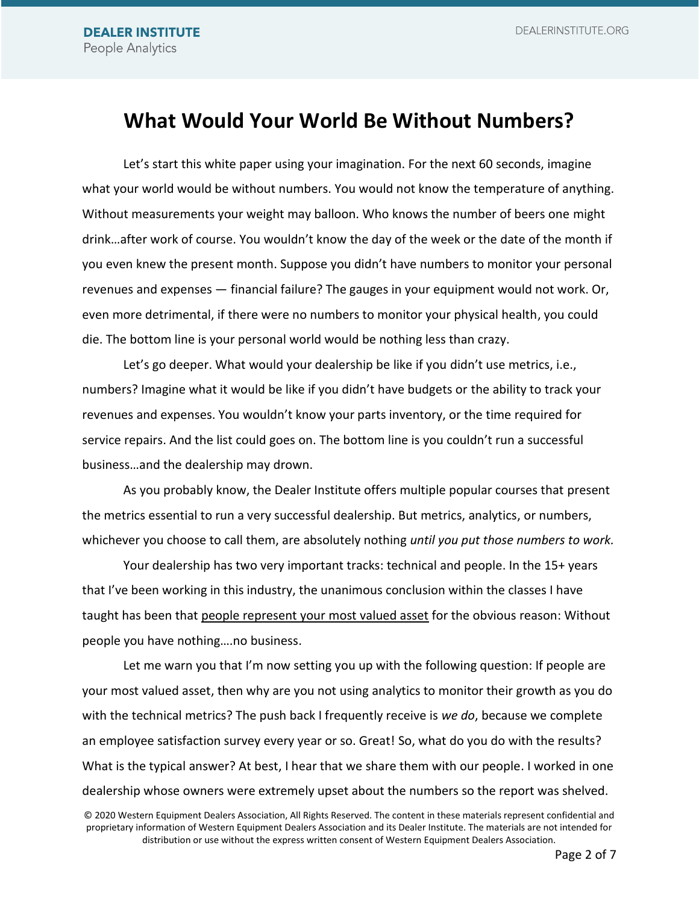# What Would Your World Be Without Numbers?

Let's start this white paper using your imagination. For the next 60 seconds, imagine what your world would be without numbers. You would not know the temperature of anything. Without measurements your weight may balloon. Who knows the number of beers one might drink…after work of course. You wouldn't know the day of the week or the date of the month if you even knew the present month. Suppose you didn't have numbers to monitor your personal revenues and expenses — financial failure? The gauges in your equipment would not work. Or, even more detrimental, if there were no numbers to monitor your physical health, you could die. The bottom line is your personal world would be nothing less than crazy.

Let's go deeper. What would your dealership be like if you didn't use metrics, i.e., numbers? Imagine what it would be like if you didn't have budgets or the ability to track your revenues and expenses. You wouldn't know your parts inventory, or the time required for service repairs. And the list could goes on. The bottom line is you couldn't run a successful business…and the dealership may drown.

As you probably know, the Dealer Institute offers multiple popular courses that present the metrics essential to run a very successful dealership. But metrics, analytics, or numbers, whichever you choose to call them, are absolutely nothing *until you put those numbers to work.*

Your dealership has two very important tracks: technical and people. In the 15+ years that I've been working in this industry, the unanimous conclusion within the classes I have taught has been that <u>people represent your most valued asset</u> for the obvious reason: Without people you have nothing….no business.

Let me warn you that I'm now setting you up with the following question: If people are your most valued asset, then why are you not using analytics to monitor their growth as you do with the technical metrics? The push back I frequently receive is *we do*, because we complete an employee satisfaction survey every year or so. Great! So, what do you do with the results? What is the typical answer? At best, I hear that we share them with our people. I worked in one dealership whose owners were extremely upset about the numbers so the report was shelved.

© 2020 Western Equipment Dealers Association, All Rights Reserved. The content in these materials represent confidential and proprietary information of Western Equipment Dealers Association and its Dealer Institute. The materials are not intended for distribution or use without the express written consent of Western Equipment Dealers Association.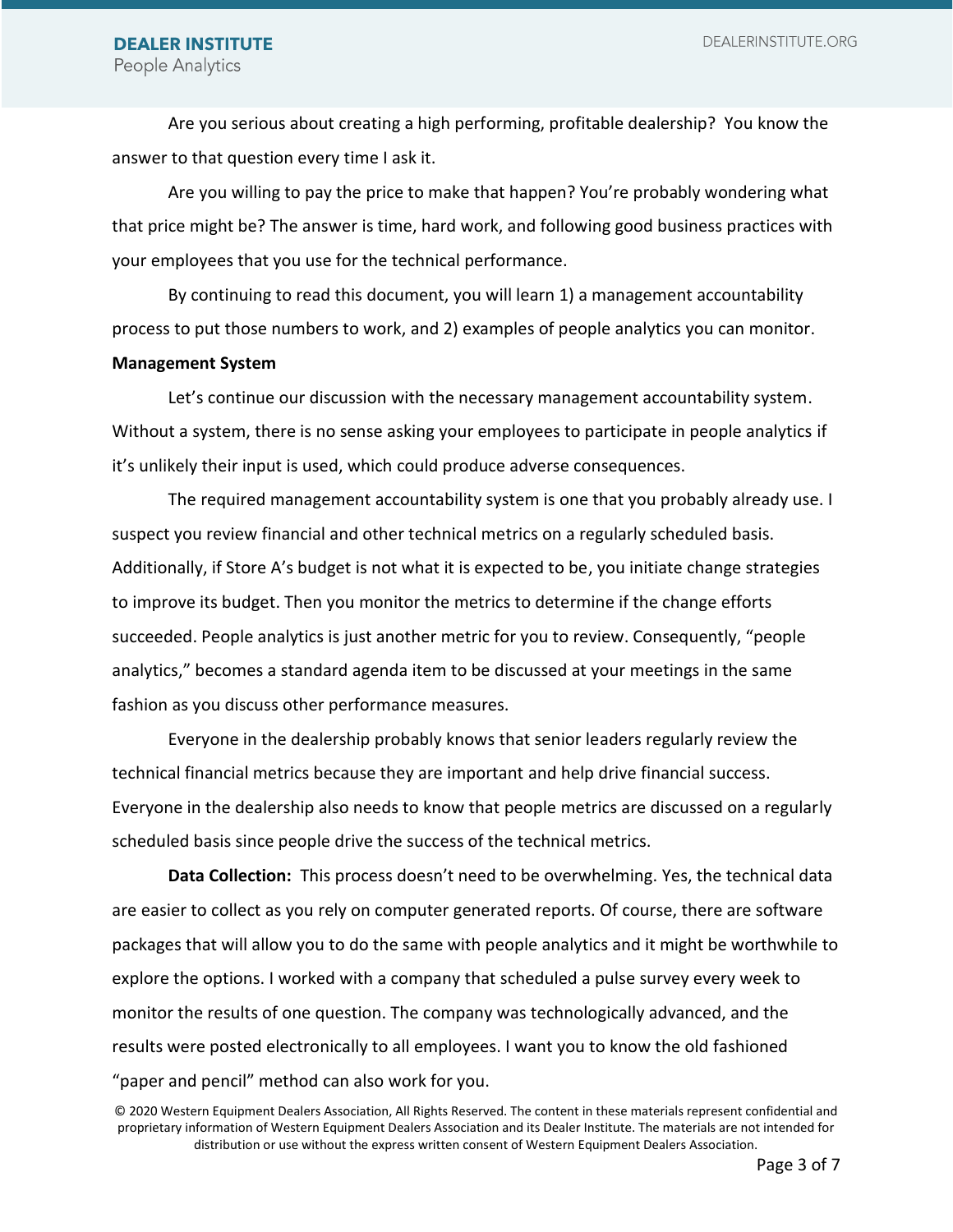Are you serious about creating a high performing, profitable dealership? You know the answer to that question every time I ask it.

Are you willing to pay the price to make that happen? You're probably wondering what that price might be? The answer is time, hard work, and following good business practices with your employees that you use for the technical performance.

By continuing to read this document, you will learn 1) a management accountability process to put those numbers to work, and 2) examples of people analytics you can monitor.

**Management System**

Let's continue our discussion with the necessary management accountability system. Without a system, there is no sense asking your employees to participate in people analytics if it's unlikely their input is used, which could produce adverse consequences.

The required management accountability system is one that you probably already use. I suspect you review financial and other technical metrics on a regularly scheduled basis. Additionally, if Store A's budget is not what it is expected to be, you initiate change strategies to improve its budget. Then you monitor the metrics to determine if the change efforts succeeded. People analytics is just another metric for you to review. Consequently, "people analytics," becomes a standard agenda item to be discussed at your meetings in the same fashion as you discuss other performance measures.

Everyone in the dealership probably knows that senior leaders regularly review the technical financial metrics because they are important and help drive financial success. Everyone in the dealership also needs to know that people metrics are discussed on a regularly scheduled basis since people drive the success of the technical metrics.

**Data Collection:** This process doesn't need to be overwhelming. Yes, the technical data are easier to collect as you rely on computer generated reports. Of course, there are software packages that will allow you to do the same with people analytics and it might be worthwhile to explore the options. I worked with a company that scheduled a pulse survey every week to monitor the results of one question. The company was technologically advanced, and the results were posted electronically to all employees. I want you to know the old fashioned "paper and pencil" method can also work for you.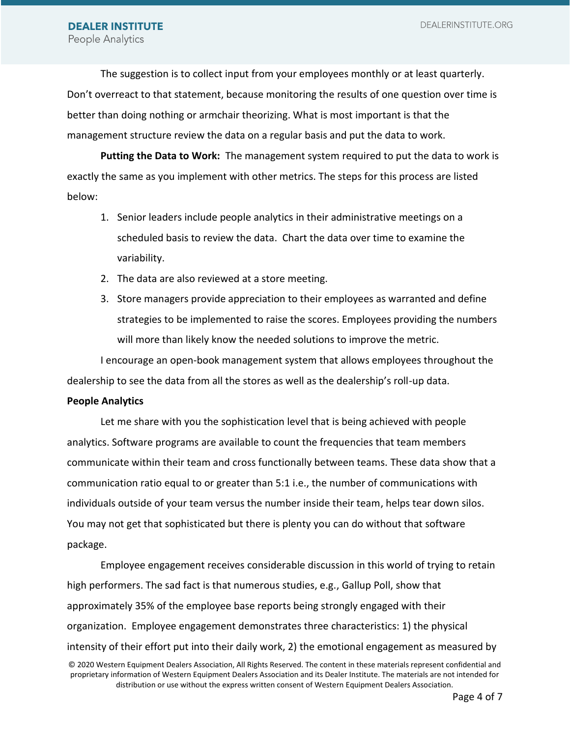The suggestion is to collect input from your employees monthly or at least quarterly. Don't overreact to that statement, because monitoring the results of one question over time is better than doing nothing or armchair theorizing. What is most important is that the management structure review the data on a regular basis and put the data to work.

**Putting the Data to Work:** The management system required to put the data to work is exactly the same as you implement with other metrics. The steps for this process are listed below:

1. Senior leaders include people analytics in their administrative meetings on a scheduled basis to review the data. Chart the data over time to examine the variability.
2. The data are also reviewed at a store meeting.
3. Store managers provide appreciation to their employees as warranted and define strategies to be implemented to raise the scores. Employees providing the numbers will more than likely know the needed solutions to improve the metric.

I encourage an open-book management system that allows employees throughout the dealership to see the data from all the stores as well as the dealership's roll-up data.

**People Analytics**

Let me share with you the sophistication level that is being achieved with people analytics. Software programs are available to count the frequencies that team members communicate within their team and cross functionally between teams. These data show that a communication ratio equal to or greater than 5:1 i.e., the number of communications with individuals outside of your team versus the number inside their team, helps tear down silos. You may not get that sophisticated but there is plenty you can do without that software package.

Employee engagement receives considerable discussion in this world of trying to retain high performers. The sad fact is that numerous studies, e.g., Gallup Poll, show that approximately 35% of the employee base reports being strongly engaged with their organization. Employee engagement demonstrates three characteristics: 1) the physical intensity of their effort put into their daily work, 2) the emotional engagement as measured by

© 2020 Western Equipment Dealers Association, All Rights Reserved. The content in these materials represent confidential and proprietary information of Western Equipment Dealers Association and its Dealer Institute. The materials are not intended for distribution or use without the express written consent of Western Equipment Dealers Association.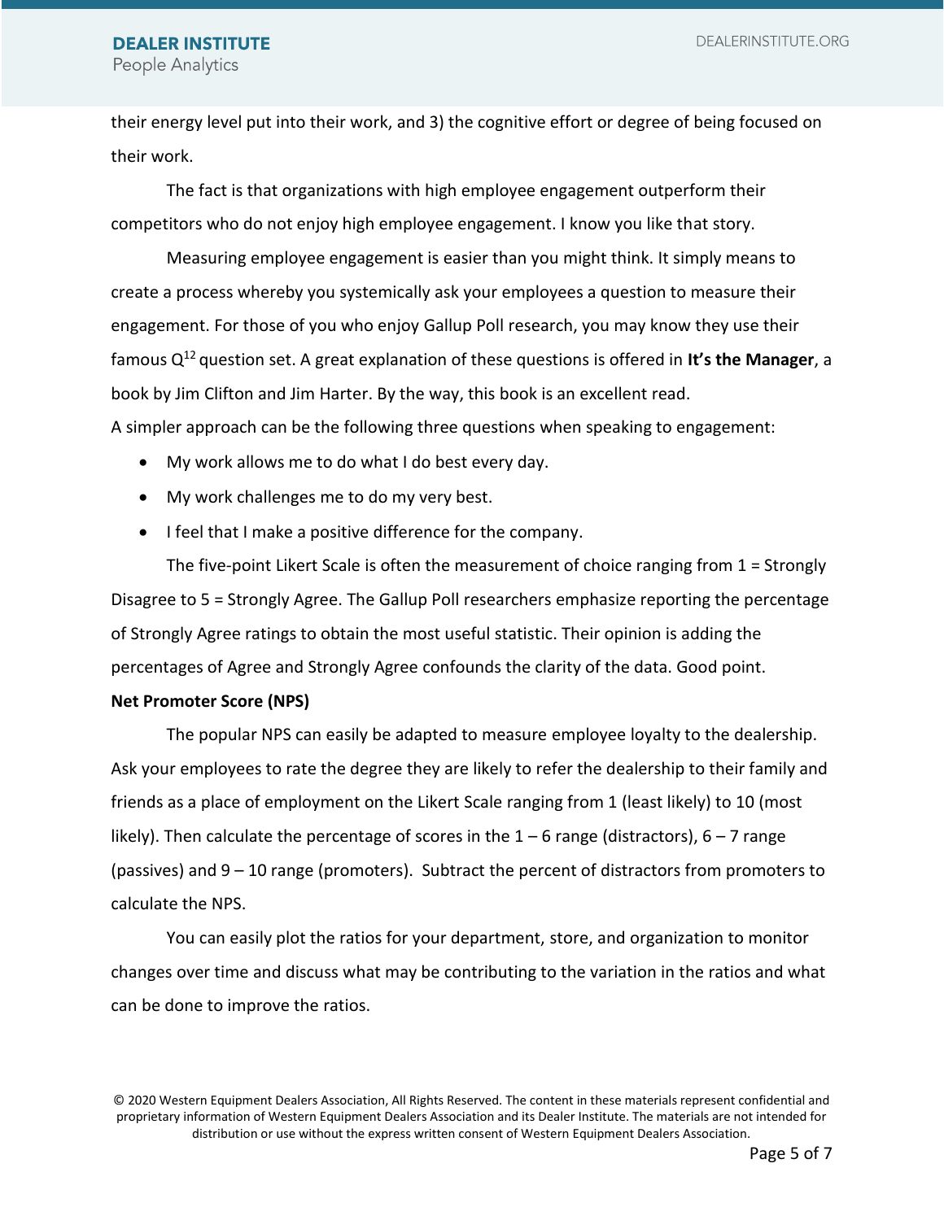their energy level put into their work, and 3) the cognitive effort or degree of being focused on their work.

The fact is that organizations with high employee engagement outperform their competitors who do not enjoy high employee engagement. I know you like that story.

Measuring employee engagement is easier than you might think. It simply means to create a process whereby you systemically ask your employees a question to measure their engagement. For those of you who enjoy Gallup Poll research, you may know they use their famous $Q^{12}$ question set. A great explanation of these questions is offered in **It's the Manager**, a book by Jim Clifton and Jim Harter. By the way, this book is an excellent read.

A simpler approach can be the following three questions when speaking to engagement:

- My work allows me to do what I do best every day.
- My work challenges me to do my very best.
- I feel that I make a positive difference for the company.

The five-point Likert Scale is often the measurement of choice ranging from 1 = Strongly Disagree to 5 = Strongly Agree. The Gallup Poll researchers emphasize reporting the percentage of Strongly Agree ratings to obtain the most useful statistic. Their opinion is adding the percentages of Agree and Strongly Agree confounds the clarity of the data. Good point.

**Net Promoter Score (NPS)**

The popular NPS can easily be adapted to measure employee loyalty to the dealership. Ask your employees to rate the degree they are likely to refer the dealership to their family and friends as a place of employment on the Likert Scale ranging from 1 (least likely) to 10 (most likely). Then calculate the percentage of scores in the 1 – 6 range (distractors), 6 – 7 range (passives) and 9 – 10 range (promoters). Subtract the percent of distractors from promoters to calculate the NPS.

You can easily plot the ratios for your department, store, and organization to monitor changes over time and discuss what may be contributing to the variation in the ratios and what can be done to improve the ratios.

© 2020 Western Equipment Dealers Association, All Rights Reserved. The content in these materials represent confidential and proprietary information of Western Equipment Dealers Association and its Dealer Institute. The materials are not intended for distribution or use without the express written consent of Western Equipment Dealers Association.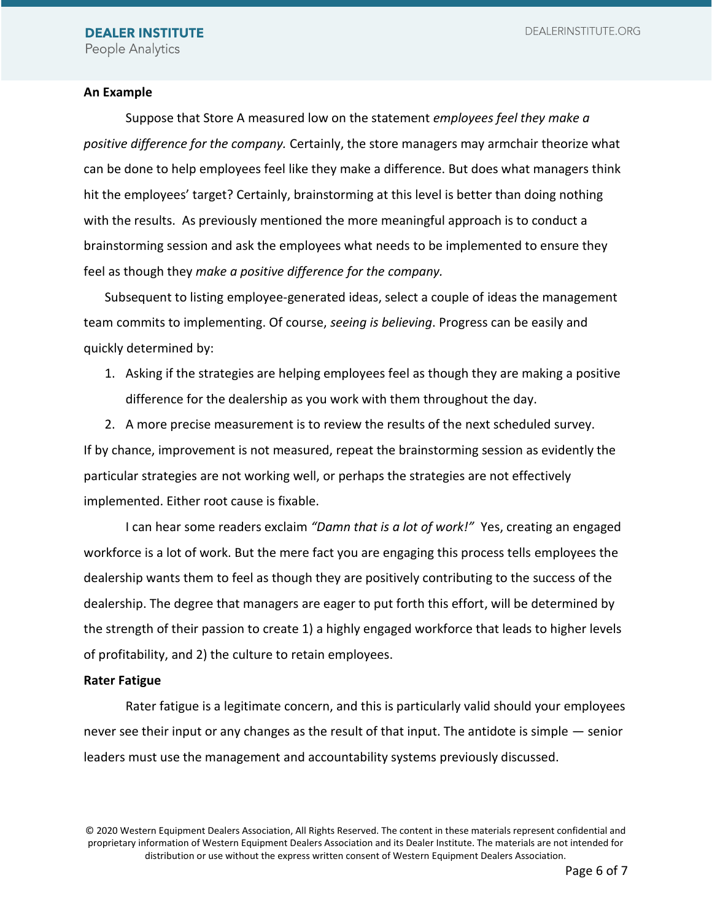**An Example**

Suppose that Store A measured low on the statement *employees feel they make a positive difference for the company.* Certainly, the store managers may armchair theorize what can be done to help employees feel like they make a difference. But does what managers think hit the employees' target? Certainly, brainstorming at this level is better than doing nothing with the results. As previously mentioned the more meaningful approach is to conduct a brainstorming session and ask the employees what needs to be implemented to ensure they feel as though they *make a positive difference for the company.*

Subsequent to listing employee-generated ideas, select a couple of ideas the management team commits to implementing. Of course, *seeing is believing*. Progress can be easily and quickly determined by:

1. Asking if the strategies are helping employees feel as though they are making a positive difference for the dealership as you work with them throughout the day.
2. A more precise measurement is to review the results of the next scheduled survey.

If by chance, improvement is not measured, repeat the brainstorming session as evidently the particular strategies are not working well, or perhaps the strategies are not effectively implemented. Either root cause is fixable.

I can hear some readers exclaim *"Damn that is a lot of work!"* Yes, creating an engaged workforce is a lot of work. But the mere fact you are engaging this process tells employees the dealership wants them to feel as though they are positively contributing to the success of the dealership. The degree that managers are eager to put forth this effort, will be determined by the strength of their passion to create 1) a highly engaged workforce that leads to higher levels of profitability, and 2) the culture to retain employees.

**Rater Fatigue**

Rater fatigue is a legitimate concern, and this is particularly valid should your employees never see their input or any changes as the result of that input. The antidote is simple — senior leaders must use the management and accountability systems previously discussed.

© 2020 Western Equipment Dealers Association, All Rights Reserved. The content in these materials represent confidential and proprietary information of Western Equipment Dealers Association and its Dealer Institute. The materials are not intended for distribution or use without the express written consent of Western Equipment Dealers Association.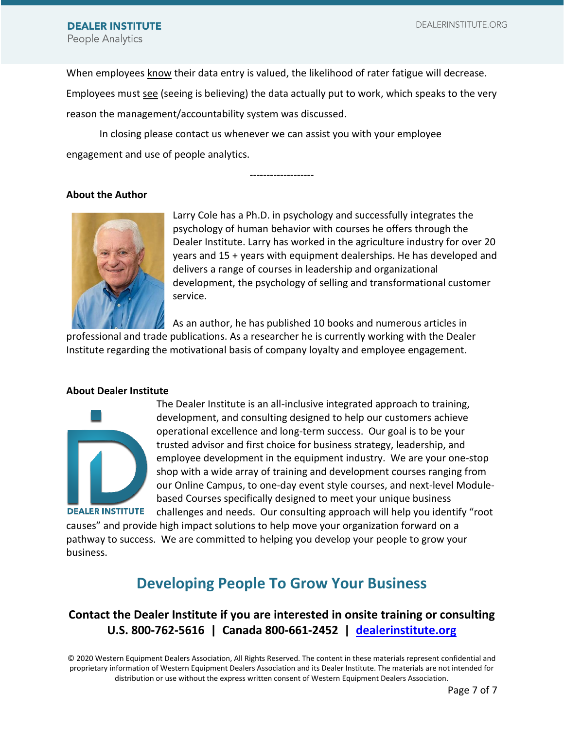When employees know their data entry is valued, the likelihood of rater fatigue will decrease. Employees must see (seeing is believing) the data actually put to work, which speaks to the very reason the management/accountability system was discussed.

In closing please contact us whenever we can assist you with your employee engagement and use of people analytics.

-------------------

**About the Author**

Larry Cole has a Ph.D. in psychology and successfully integrates the psychology of human behavior with courses he offers through the Dealer Institute. Larry has worked in the agriculture industry for over 20 years and 15 + years with equipment dealerships. He has developed and delivers a range of courses in leadership and organizational development, the psychology of selling and transformational customer service.

As an author, he has published 10 books and numerous articles in professional and trade publications. As a researcher he is currently working with the Dealer Institute regarding the motivational basis of company loyalty and employee engagement.

**About Dealer Institute**

The Dealer Institute is an all-inclusive integrated approach to training, development, and consulting designed to help our customers achieve operational excellence and long-term success. Our goal is to be your trusted advisor and first choice for business strategy, leadership, and employee development in the equipment industry. We are your one-stop shop with a wide array of training and development courses ranging from our Online Campus, to one-day event style courses, and next-level Module-based Courses specifically designed to meet your unique business challenges and needs. Our consulting approach will help you identify "root causes" and provide high impact solutions to help move your organization forward on a pathway to success. We are committed to helping you develop your people to grow your business.

## Developing People To Grow Your Business

**Contact the Dealer Institute if you are interested in onsite training or consulting**
**U.S. 800-762-5616 | Canada 800-661-2452 | dealerinstitute.org**

© 2020 Western Equipment Dealers Association, All Rights Reserved. The content in these materials represent confidential and proprietary information of Western Equipment Dealers Association and its Dealer Institute. The materials are not intended for distribution or use without the express written consent of Western Equipment Dealers Association.